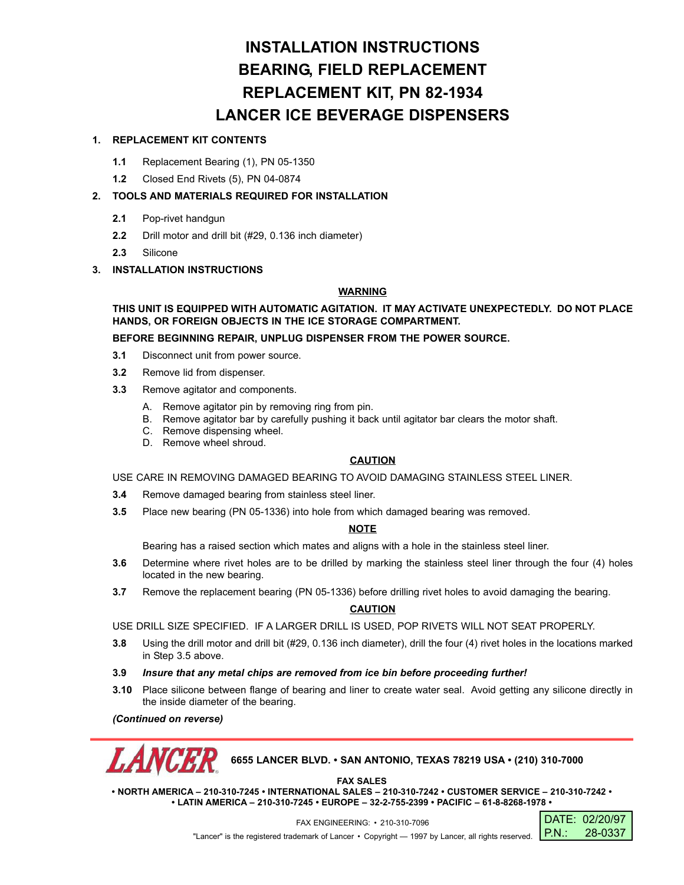# INSTALLATION INSTRUCTIONS
# BEARING, FIELD REPLACEMENT
# REPLACEMENT KIT, PN 82-1934
# LANCER ICE BEVERAGE DISPENSERS

## 1. REPLACEMENT KIT CONTENTS

**1.1** Replacement Bearing (1), PN 05-1350

**1.2** Closed End Rivets (5), PN 04-0874

## 2. TOOLS AND MATERIALS REQUIRED FOR INSTALLATION

**2.1** Pop-rivet handgun

**2.2** Drill motor and drill bit (#29, 0.136 inch diameter)

**2.3** Silicone

## 3. INSTALLATION INSTRUCTIONS

**WARNING**

**THIS UNIT IS EQUIPPED WITH AUTOMATIC AGITATION. IT MAY ACTIVATE UNEXPECTEDLY. DO NOT PLACE HANDS, OR FOREIGN OBJECTS IN THE ICE STORAGE COMPARTMENT.**

**BEFORE BEGINNING REPAIR, UNPLUG DISPENSER FROM THE POWER SOURCE.**

**3.1** Disconnect unit from power source.

**3.2** Remove lid from dispenser.

**3.3** Remove agitator and components.

A. Remove agitator pin by removing ring from pin.
B. Remove agitator bar by carefully pushing it back until agitator bar clears the motor shaft.
C. Remove dispensing wheel.
D. Remove wheel shroud.

**CAUTION**

USE CARE IN REMOVING DAMAGED BEARING TO AVOID DAMAGING STAINLESS STEEL LINER.

**3.4** Remove damaged bearing from stainless steel liner.

**3.5** Place new bearing (PN 05-1336) into hole from which damaged bearing was removed.

**NOTE**

Bearing has a raised section which mates and aligns with a hole in the stainless steel liner.

**3.6** Determine where rivet holes are to be drilled by marking the stainless steel liner through the four (4) holes located in the new bearing.

**3.7** Remove the replacement bearing (PN 05-1336) before drilling rivet holes to avoid damaging the bearing.

**CAUTION**

USE DRILL SIZE SPECIFIED. IF A LARGER DRILL IS USED, POP RIVETS WILL NOT SEAT PROPERLY.

**3.8** Using the drill motor and drill bit (#29, 0.136 inch diameter), drill the four (4) rivet holes in the locations marked in Step 3.5 above.

**3.9** ***Insure that any metal chips are removed from ice bin before proceeding further!***

**3.10** Place silicone between flange of bearing and liner to create water seal. Avoid getting any silicone directly in the inside diameter of the bearing.

***(Continued on reverse)***

LANCER® 6655 LANCER BLVD. • SAN ANTONIO, TEXAS 78219 USA • (210) 310-7000

FAX SALES
• NORTH AMERICA – 210-310-7245 • INTERNATIONAL SALES – 210-310-7242 • CUSTOMER SERVICE – 210-310-7242 •
• LATIN AMERICA – 210-310-7245 • EUROPE – 32-2-755-2399 • PACIFIC – 61-8-8268-1978 •

FAX ENGINEERING: • 210-310-7096

"Lancer" is the registered trademark of Lancer • Copyright — 1997 by Lancer, all rights reserved.

DATE: 02/20/97
P.N.: 28-0337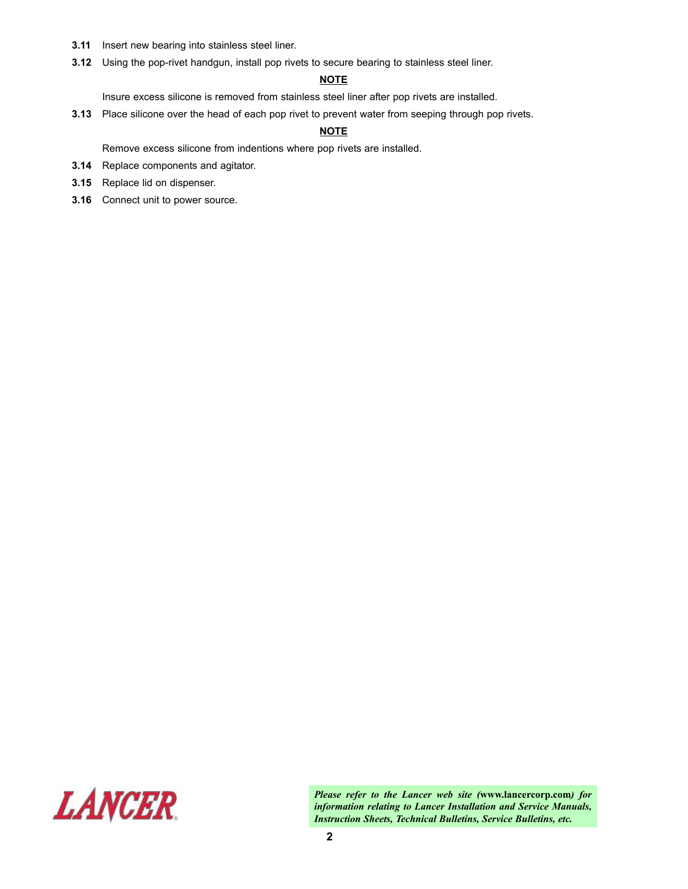**3.11** Insert new bearing into stainless steel liner.

**3.12** Using the pop-rivet handgun, install pop rivets to secure bearing to stainless steel liner.

**NOTE**

Insure excess silicone is removed from stainless steel liner after pop rivets are installed.

**3.13** Place silicone over the head of each pop rivet to prevent water from seeping through pop rivets.

**NOTE**

Remove excess silicone from indentions where pop rivets are installed.

**3.14** Replace components and agitator.

**3.15** Replace lid on dispenser.

**3.16** Connect unit to power source.

LANCER

*Please refer to the Lancer web site (***www.lancercorp.com***) for information relating to Lancer Installation and Service Manuals, Instruction Sheets, Technical Bulletins, Service Bulletins, etc.*